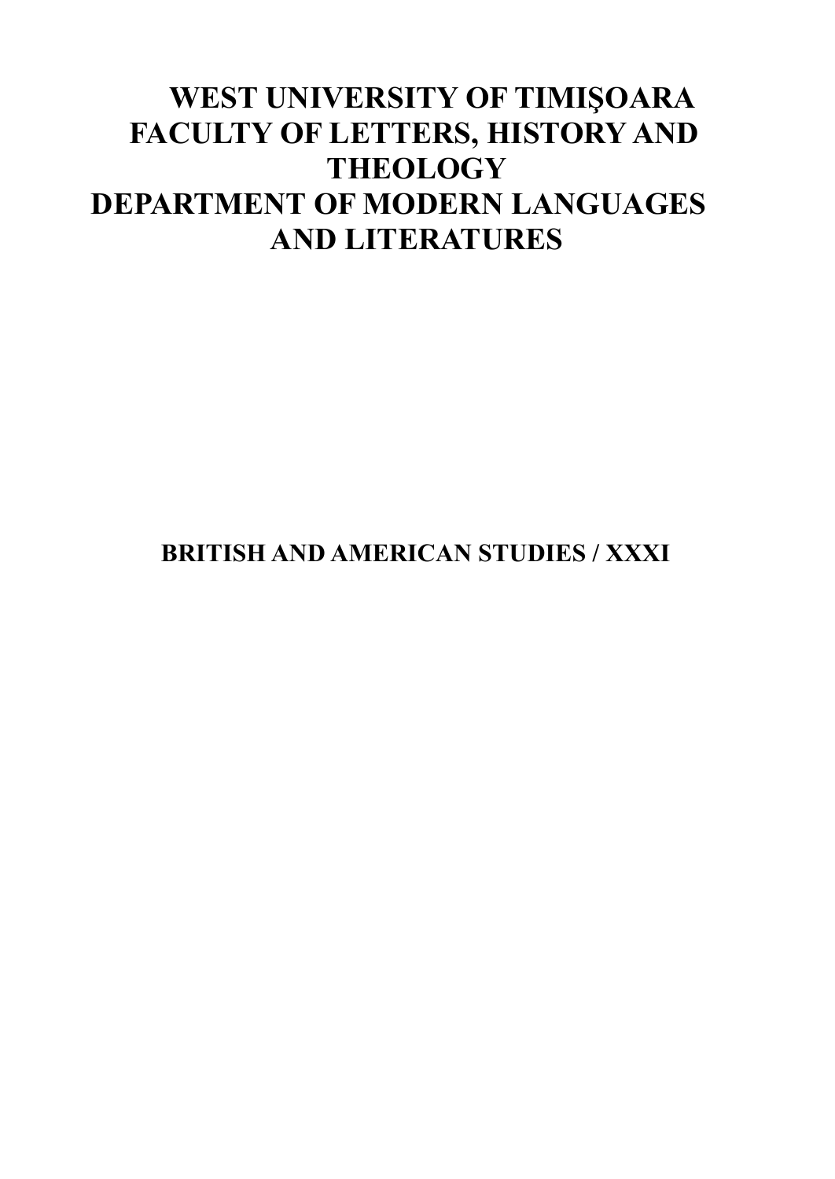# WEST UNIVERSITY OF TIMIŞOARA
# FACULTY OF LETTERS, HISTORY AND THEOLOGY
# DEPARTMENT OF MODERN LANGUAGES AND LITERATURES

## BRITISH AND AMERICAN STUDIES / XXXI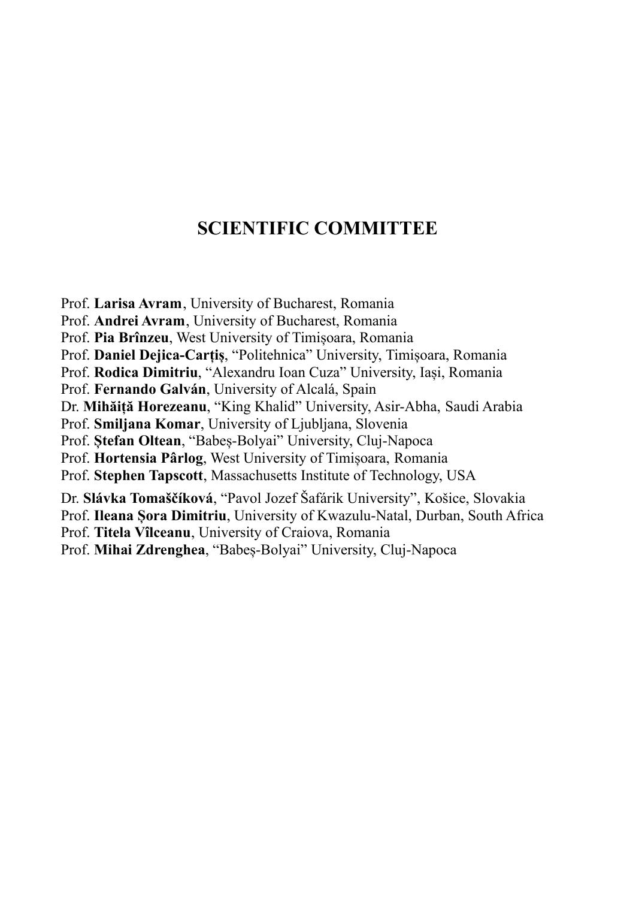## SCIENTIFIC COMMITTEE

Prof. **Larisa Avram**, University of Bucharest, Romania
Prof. **Andrei Avram**, University of Bucharest, Romania
Prof. **Pia Brînzeu**, West University of Timişoara, Romania
Prof. **Daniel Dejica-Carțiș**, "Politehnica" University, Timișoara, Romania
Prof. **Rodica Dimitriu**, "Alexandru Ioan Cuza" University, Iași, Romania
Prof. **Fernando Galván**, University of Alcalá, Spain
Dr. **Mihăiță Horezeanu**, "King Khalid" University, Asir-Abha, Saudi Arabia
Prof. **Smiljana Komar**, University of Ljubljana, Slovenia
Prof. **Ștefan Oltean**, "Babeș-Bolyai" University, Cluj-Napoca
Prof. **Hortensia Pârlog**, West University of Timișoara, Romania
Prof. **Stephen Tapscott**, Massachusetts Institute of Technology, USA
Dr. **Slávka Tomaščíková**, "Pavol Jozef Šafárik University", Košice, Slovakia
Prof. **Ileana Șora Dimitriu**, University of Kwazulu-Natal, Durban, South Africa
Prof. **Titela Vîlceanu**, University of Craiova, Romania
Prof. **Mihai Zdrenghea**, "Babeș-Bolyai" University, Cluj-Napoca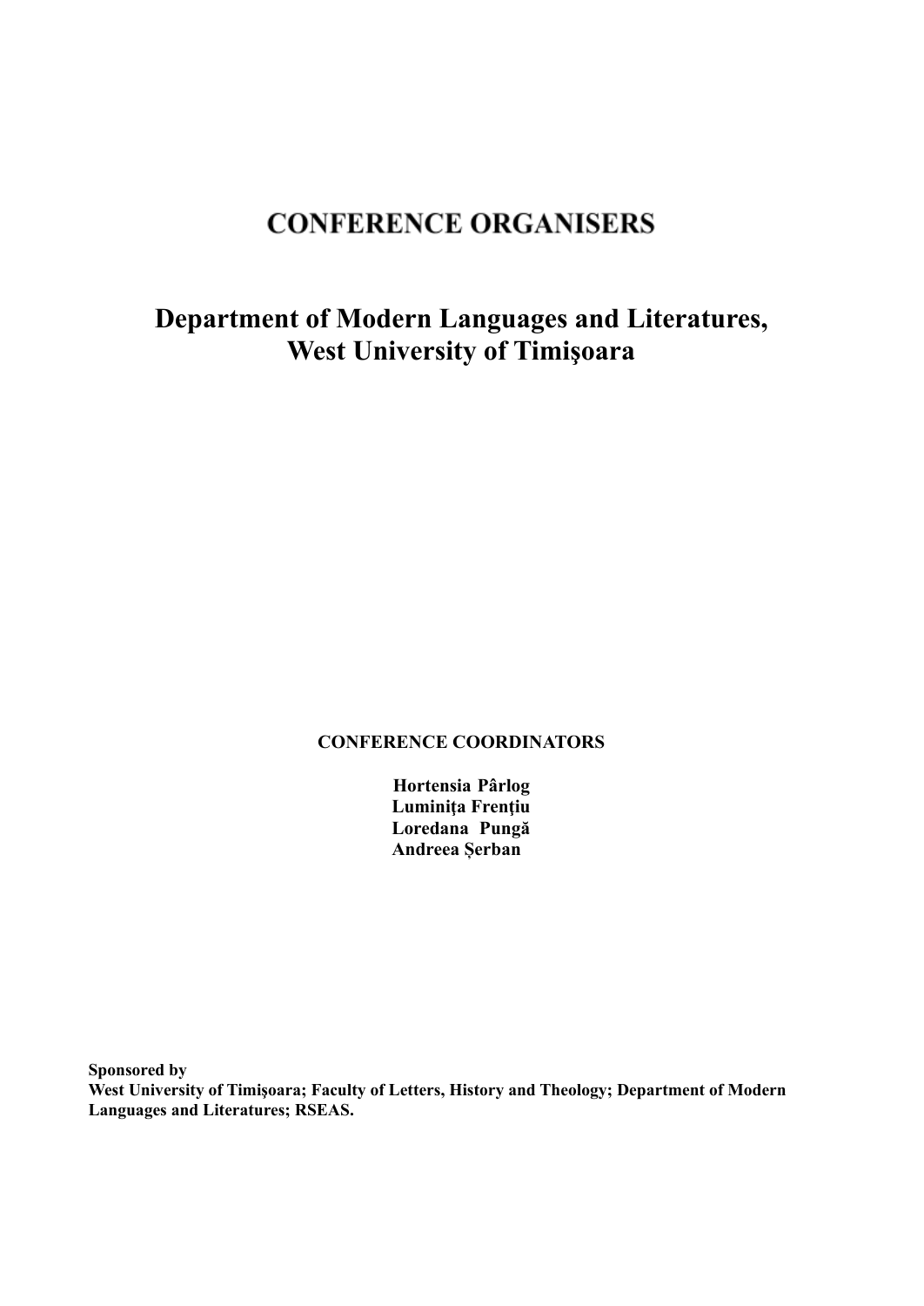# CONFERENCE ORGANISERS

## Department of Modern Languages and Literatures, West University of Timişoara

**CONFERENCE COORDINATORS**

**Hortensia Pârlog**
**Luminiţa Frenţiu**
**Loredana Pungă**
**Andreea Șerban**

**Sponsored by**
**West University of Timişoara; Faculty of Letters, History and Theology; Department of Modern Languages and Literatures; RSEAS.**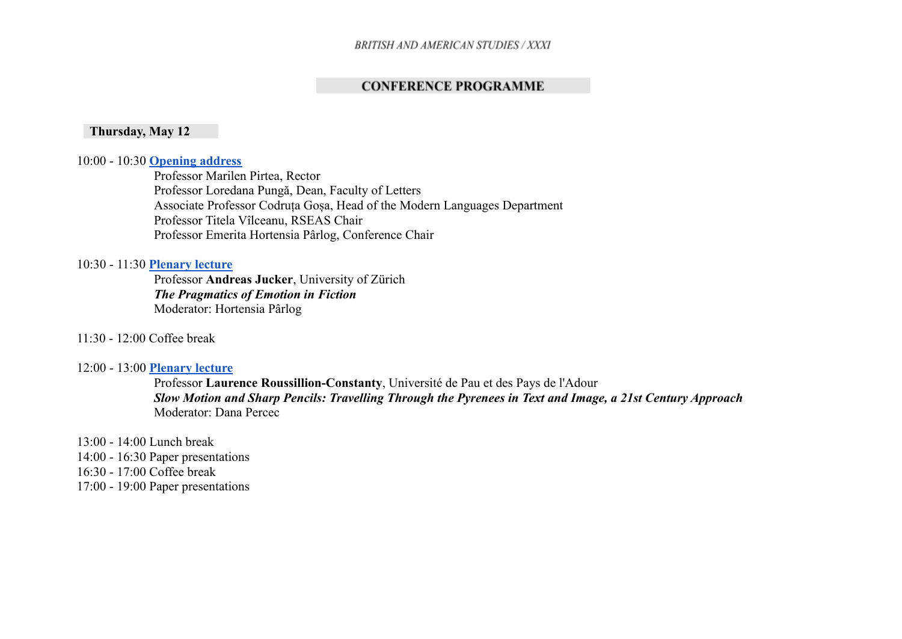## CONFERENCE PROGRAMME

### Thursday, May 12

10:00 - 10:30 **Opening address**

Professor Marilen Pirtea, Rector
Professor Loredana Pungă, Dean, Faculty of Letters
Associate Professor Codruța Goșa, Head of the Modern Languages Department
Professor Titela Vîlceanu, RSEAS Chair
Professor Emerita Hortensia Pârlog, Conference Chair

10:30 - 11:30 **Plenary lecture**

Professor **Andreas Jucker**, University of Zürich
***The Pragmatics of Emotion in Fiction***
Moderator: Hortensia Pârlog

11:30 - 12:00 Coffee break

12:00 - 13:00 **Plenary lecture**

Professor **Laurence Roussillion-Constanty**, Université de Pau et des Pays de l'Adour
***Slow Motion and Sharp Pencils: Travelling Through the Pyrenees in Text and Image, a 21st Century Approach***
Moderator: Dana Percec

13:00 - 14:00 Lunch break
14:00 - 16:30 Paper presentations
16:30 - 17:00 Coffee break
17:00 - 19:00 Paper presentations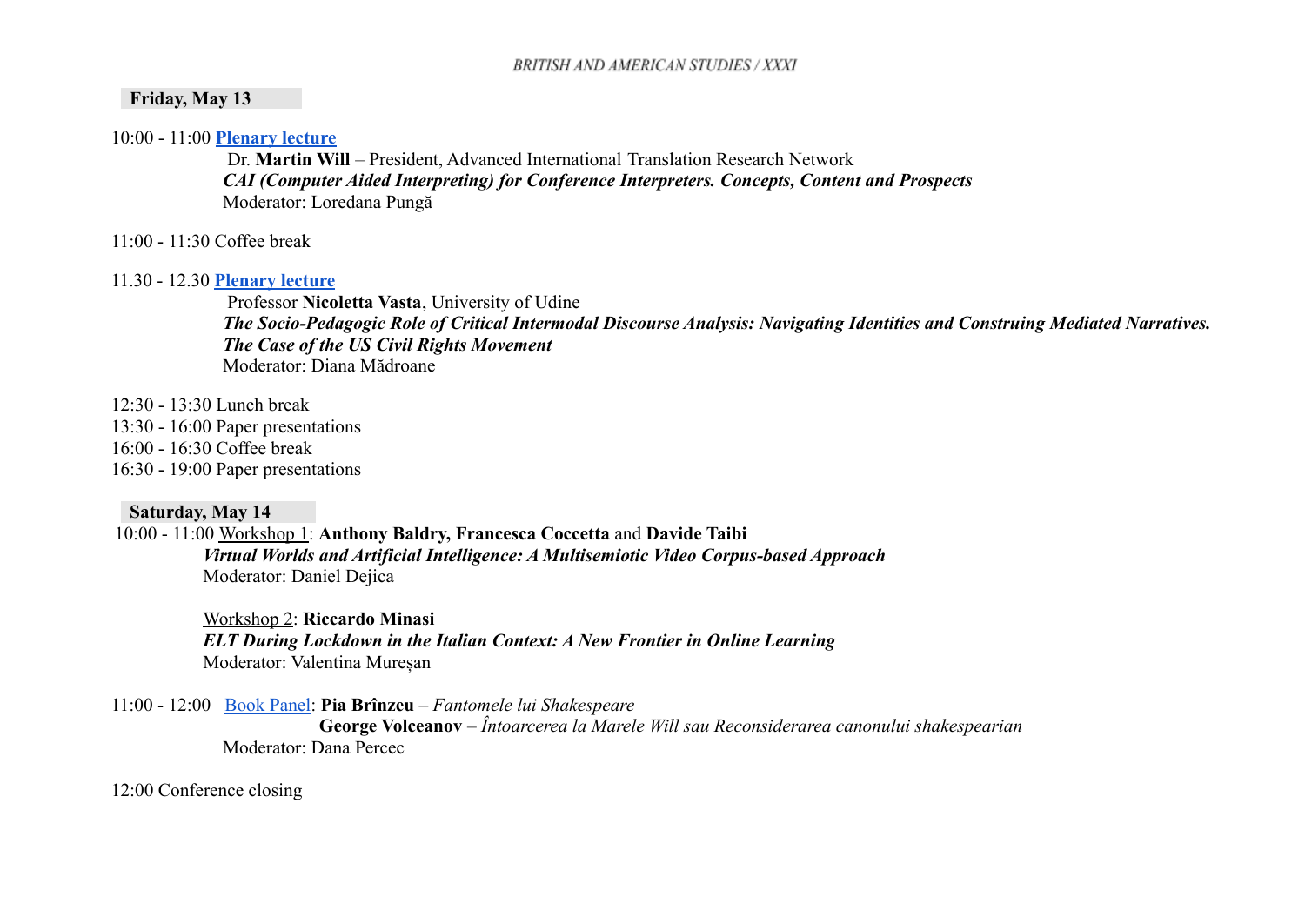**Friday, May 13**

10:00 - 11:00 **Plenary lecture**

Dr. **Martin Will** – President, Advanced International Translation Research Network
***CAI (Computer Aided Interpreting) for Conference Interpreters. Concepts, Content and Prospects***
Moderator: Loredana Pungă

11:00 - 11:30 Coffee break

11.30 - 12.30 **Plenary lecture**

Professor **Nicoletta Vasta**, University of Udine
***The Socio-Pedagogic Role of Critical Intermodal Discourse Analysis: Navigating Identities and Construing Mediated Narratives. The Case of the US Civil Rights Movement***
Moderator: Diana Mădroane

12:30 - 13:30 Lunch break
13:30 - 16:00 Paper presentations
16:00 - 16:30 Coffee break
16:30 - 19:00 Paper presentations

**Saturday, May 14**

10:00 - 11:00 Workshop 1: **Anthony Baldry, Francesca Coccetta** and **Davide Taibi**
***Virtual Worlds and Artificial Intelligence: A Multisemiotic Video Corpus-based Approach***
Moderator: Daniel Dejica

Workshop 2: **Riccardo Minasi**
***ELT During Lockdown in the Italian Context: A New Frontier in Online Learning***
Moderator: Valentina Mureșan

11:00 - 12:00 Book Panel: **Pia Brînzeu** – *Fantomele lui Shakespeare*
**George Volceanov** – *Întoarcerea la Marele Will sau Reconsiderarea canonului shakespearian*
Moderator: Dana Percec

12:00 Conference closing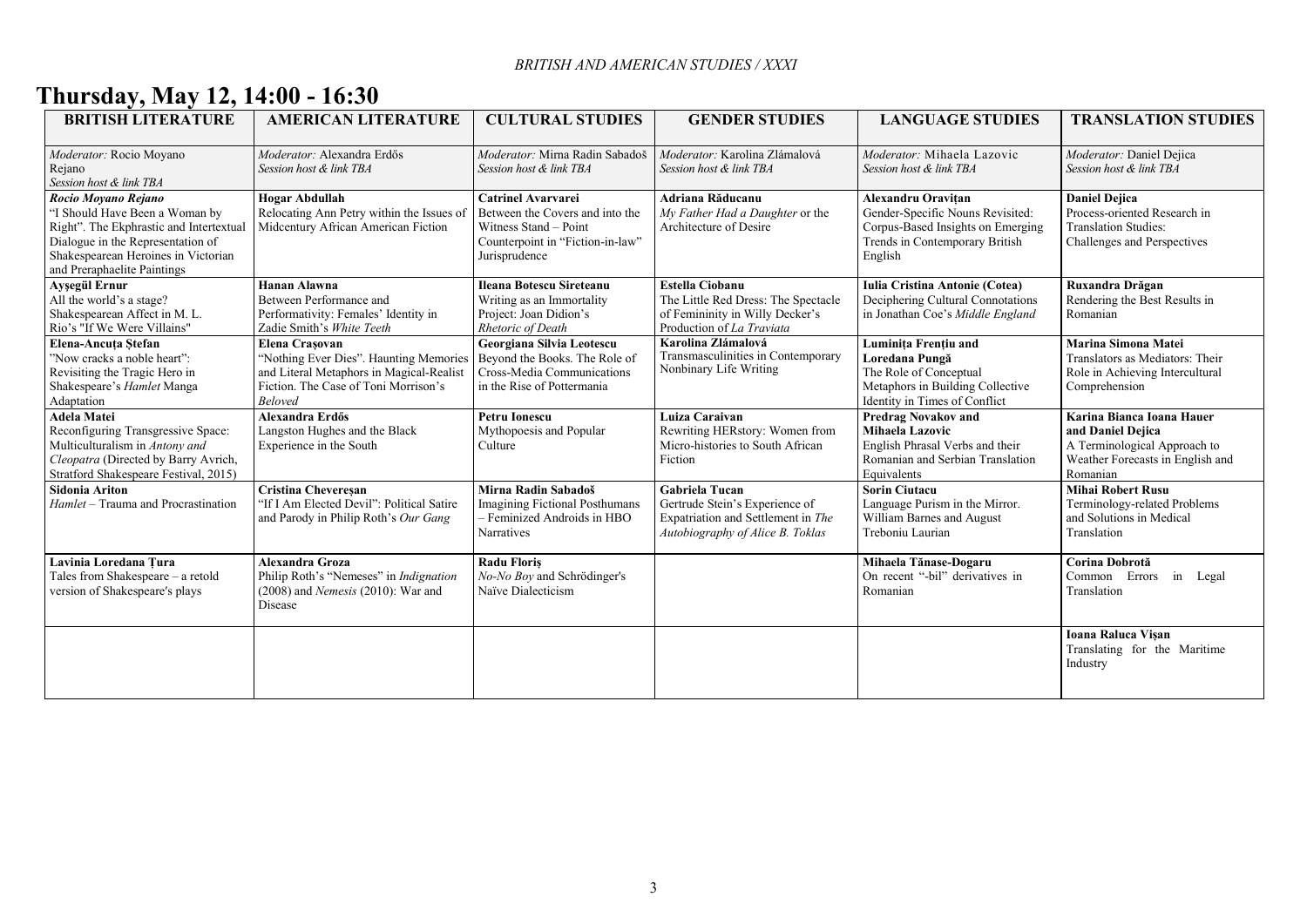# Thursday, May 12, 14:00 - 16:30

| BRITISH LITERATURE | AMERICAN LITERATURE | CULTURAL STUDIES | GENDER STUDIES | LANGUAGE STUDIES | TRANSLATION STUDIES |
|---|---|---|---|---|---|
| *Moderator:* Rocio Moyano Rejano<br>*Session host & link TBA* | *Moderator:* Alexandra Erdős<br>*Session host & link TBA* | *Moderator:* Mirna Radin Sabadoš<br>*Session host & link TBA* | *Moderator:* Karolina Zlámalová<br>*Session host & link TBA* | *Moderator:* Mihaela Lazovic<br>*Session host & link TBA* | *Moderator:* Daniel Dejica<br>*Session host & link TBA* |
| ***Rocio Moyano Rejano***<br>"I Should Have Been a Woman by Right". The Ekphrastic and Intertextual Dialogue in the Representation of Shakespearean Heroines in Victorian and Preraphaelite Paintings | **Hogar Abdullah**<br>Relocating Ann Petry within the Issues of Midcentury African American Fiction | **Catrinel Avarvarei**<br>Between the Covers and into the Witness Stand – Point Counterpoint in "Fiction-in-law" Jurisprudence | **Adriana Răducanu**<br>*My Father Had a Daughter* or the Architecture of Desire | **Alexandru Oravițan**<br>Gender-Specific Nouns Revisited: Corpus-Based Insights on Emerging Trends in Contemporary British English | **Daniel Dejica**<br>Process-oriented Research in Translation Studies: Challenges and Perspectives |
| **Ayşegül Ernur**<br>All the world's a stage? Shakespearean Affect in M. L. Rio's "If We Were Villains" | **Hanan Alawna**<br>Between Performance and Performativity: Females' Identity in Zadie Smith's *White Teeth* | **Ileana Botescu Sireteanu**<br>Writing as an Immortality Project: Joan Didion's *Rhetoric of Death* | **Estella Ciobanu**<br>The Little Red Dress: The Spectacle of Femininity in Willy Decker's Production of *La Traviata* | **Iulia Cristina Antonie (Cotea)**<br>Deciphering Cultural Connotations in Jonathan Coe's *Middle England* | **Ruxandra Drăgan**<br>Rendering the Best Results in Romanian |
| **Elena-Ancuța Ștefan**<br>"Now cracks a noble heart": Revisiting the Tragic Hero in Shakespeare's *Hamlet* Manga Adaptation | **Elena Crașovan**<br>"Nothing Ever Dies". Haunting Memories and Literal Metaphors in Magical-Realist Fiction. The Case of Toni Morrison's *Beloved* | **Georgiana Silvia Leotescu**<br>Beyond the Books. The Role of Cross-Media Communications in the Rise of Pottermania | **Karolina Zlámalová**<br>Transmasculinities in Contemporary Nonbinary Life Writing | **Luminița Frențiu and Loredana Pungă**<br>The Role of Conceptual Metaphors in Building Collective Identity in Times of Conflict | **Marina Simona Matei**<br>Translators as Mediators: Their Role in Achieving Intercultural Comprehension |
| **Adela Matei**<br>Reconfiguring Transgressive Space: Multiculturalism in *Antony and Cleopatra* (Directed by Barry Avrich, Stratford Shakespeare Festival, 2015) | **Alexandra Erdős**<br>Langston Hughes and the Black Experience in the South | **Petru Ionescu**<br>Mythopoesis and Popular Culture | **Luiza Caraivan**<br>Rewriting HERstory: Women from Micro-histories to South African Fiction | **Predrag Novakov and Mihaela Lazovic**<br>English Phrasal Verbs and their Romanian and Serbian Translation Equivalents | **Karina Bianca Ioana Hauer and Daniel Dejica**<br>A Terminological Approach to Weather Forecasts in English and Romanian |
| **Sidonia Ariton**<br>*Hamlet* – Trauma and Procrastination | **Cristina Chevereșan**<br>"If I Am Elected Devil": Political Satire and Parody in Philip Roth's *Our Gang* | **Mirna Radin Sabadoš**<br>Imagining Fictional Posthumans – Feminized Androids in HBO Narratives | **Gabriela Tucan**<br>Gertrude Stein's Experience of Expatriation and Settlement in *The Autobiography of Alice B. Toklas* | **Sorin Ciutacu**<br>Language Purism in the Mirror. William Barnes and August Treboniu Laurian | **Mihai Robert Rusu**<br>Terminology-related Problems and Solutions in Medical Translation |
| **Lavinia Loredana Țura**<br>Tales from Shakespeare – a retold version of Shakespeare's plays | **Alexandra Groza**<br>Philip Roth's "Nemeses" in *Indignation* (2008) and *Nemesis* (2010): War and Disease | **Radu Floriș**<br>*No-No Boy* and Schrödinger's Naïve Dialecticism | | **Mihaela Tănase-Dogaru**<br>On recent "-bil" derivatives in Romanian | **Corina Dobrotă**<br>Common Errors in Legal Translation |
| | | | | | **Ioana Raluca Vișan**<br>Translating for the Maritime Industry |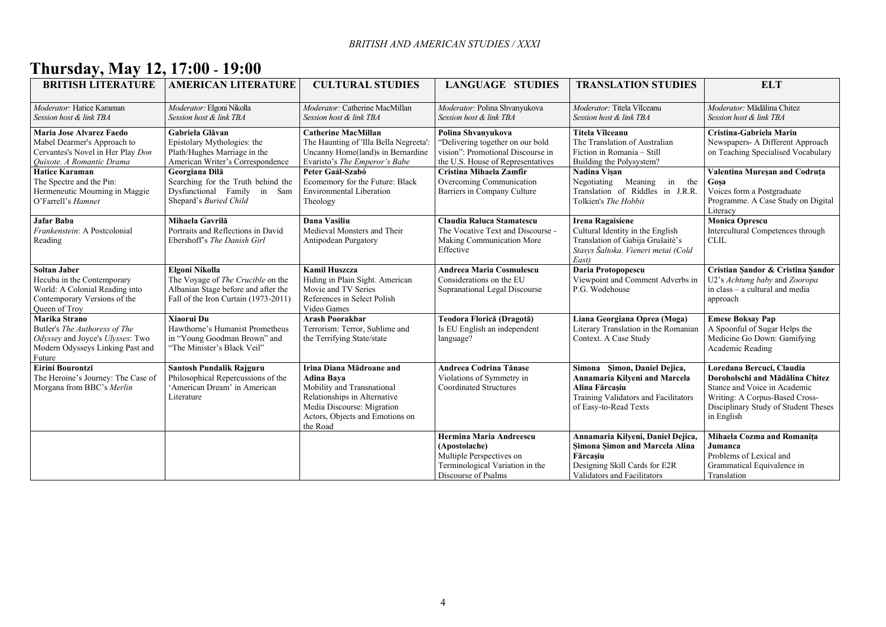# Thursday, May 12, 17:00 - 19:00

| BRITISH LITERATURE | AMERICAN LITERATURE | CULTURAL STUDIES | LANGUAGE STUDIES | TRANSLATION STUDIES | ELT |
|---|---|---|---|---|---|
| *Moderator:* Hatice Karaman<br>*Session host & link TBA* | *Moderator:* Elgoni Nikolla<br>*Session host & link TBA* | *Moderator:* Catherine MacMillan<br>*Session host & link TBA* | *Moderator:* Polina Shvanyukova<br>*Session host & link TBA* | *Moderator:* Titela Vîlceanu<br>*Session host & link TBA* | *Moderator:* Mădălina Chitez<br>*Session host & link TBA* |
| **Maria Jose Alvarez Faedo**<br>Mabel Dearmer's Approach to Cervantes's Novel in Her Play *Don Quixote. A Romantic Drama* | **Gabriela Glăvan**<br>Epistolary Mythologies: the Plath/Hughes Marriage in the American Writer's Correspondence | **Catherine MacMillan**<br>The Haunting of 'Illa Bella Negreeta': Uncanny Home(land)s in Bernardine Evaristo's *The Emperor's Babe* | **Polina Shvanyukova**<br>"Delivering together on our bold vision": Promotional Discourse in the U.S. House of Representatives | **Titela Vîlceanu**<br>The Translation of Australian Fiction in Romania – Still Building the Polysystem? | **Cristina-Gabriela Marin**<br>Newspapers- A Different Approach on Teaching Specialised Vocabulary |
| **Hatice Karaman**<br>The Spectre and the Pin: Hermeneutic Mourning in Maggie O'Farrell's *Hamnet* | **Georgiana Dilă**<br>Searching for the Truth behind the Dysfunctional Family in Sam Shepard's *Buried Child* | **Peter Gaál-Szabó**<br>Ecomemory for the Future: Black Environmental Liberation Theology | **Cristina Mihaela Zamfir**<br>Overcoming Communication Barriers in Company Culture | **Nadina Vișan**<br>Negotiating Meaning in the Translation of Riddles in J.R.R. Tolkien's *The Hobbit* | **Valentina Mureșan and Codruța Goșa**<br>Voices form a Postgraduate Programme. A Case Study on Digital Literacy |
| **Jafar Baba**<br>*Frankenstein*: A Postcolonial Reading | **Mihaela Gavrilă**<br>Portraits and Reflections in David Ebershoff's *The Danish Girl* | **Dana Vasiliu**<br>Medieval Monsters and Their Antipodean Purgatory | **Claudia Raluca Stamatescu**<br>The Vocative Text and Discourse - Making Communication More Effective | **Irena Ragaisiene**<br>Cultural Identity in the English Translation of Gabija Grušaitė's *Stasys Šaltoka. Vieneri metai (Cold East)* | **Monica Oprescu**<br>Intercultural Competences through CLIL |
| **Soltan Jaber**<br>Hecuba in the Contemporary World: A Colonial Reading into Contemporary Versions of the Queen of Troy | **Elgoni Nikolla**<br>The Voyage of *The Crucible* on the Albanian Stage before and after the Fall of the Iron Curtain (1973-2011) | **Kamil Huszcza**<br>Hiding in Plain Sight. American Movie and TV Series References in Select Polish Video Games | **Andreea Maria Cosmulescu**<br>Considerations on the EU Supranational Legal Discourse | **Daria Protopopescu**<br>Viewpoint and Comment Adverbs in P.G. Wodehouse | **Cristian Șandor & Cristina Șandor**<br>U2's *Achtung baby* and *Zooropa* in class – a cultural and media approach |
| **Marika Strano**<br>Butler's *The Authoress of The Odyssey* and Joyce's *Ulysses*: Two Modern Odysseys Linking Past and Future | **Xiaorui Du**<br>Hawthorne's Humanist Prometheus in "Young Goodman Brown" and "The Minister's Black Veil" | **Arash Poorakbar**<br>Terrorism: Terror, Sublime and the Terrifying State/state | **Teodora Florică (Dragotă)**<br>Is EU English an independent language? | **Liana Georgiana Oprea (Moga)**<br>Literary Translation in the Romanian Context. A Case Study | **Emese Boksay Pap**<br>A Spoonful of Sugar Helps the Medicine Go Down: Gamifying Academic Reading |
| **Eirini Bourontzi**<br>The Heroine's Journey: The Case of Morgana from BBC's *Merlin* | **Santosh Pundalik Rajguru**<br>Philosophical Repercussions of the 'American Dream' in American Literature | **Irina Diana Mădroane and Adina Baya**<br>Mobility and Transnational Relationships in Alternative Media Discourse: Migration Actors, Objects and Emotions on the Road | **Andreea Codrina Tănase**<br>Violations of Symmetry in Coordinated Structures | **Simona Șimon, Daniel Dejica, Annamaria Kilyeni and Marcela Alina Fărcașiu**<br>Training Validators and Facilitators of Easy-to-Read Texts | **Loredana Bercuci, Claudia Doroholschi and Mădălina Chitez**<br>Stance and Voice in Academic Writing: A Corpus-Based Cross-Disciplinary Study of Student Theses in English |
| | | | **Hermina Maria Andreescu (Apostolache)**<br>Multiple Perspectives on Terminological Variation in the Discourse of Psalms | **Annamaria Kilyeni, Daniel Dejica, Simona Șimon and Marcela Alina Fărcașiu**<br>Designing Skill Cards for E2R Validators and Facilitators | **Mihaela Cozma and Romanița Jumanca**<br>Problems of Lexical and Grammatical Equivalence in Translation |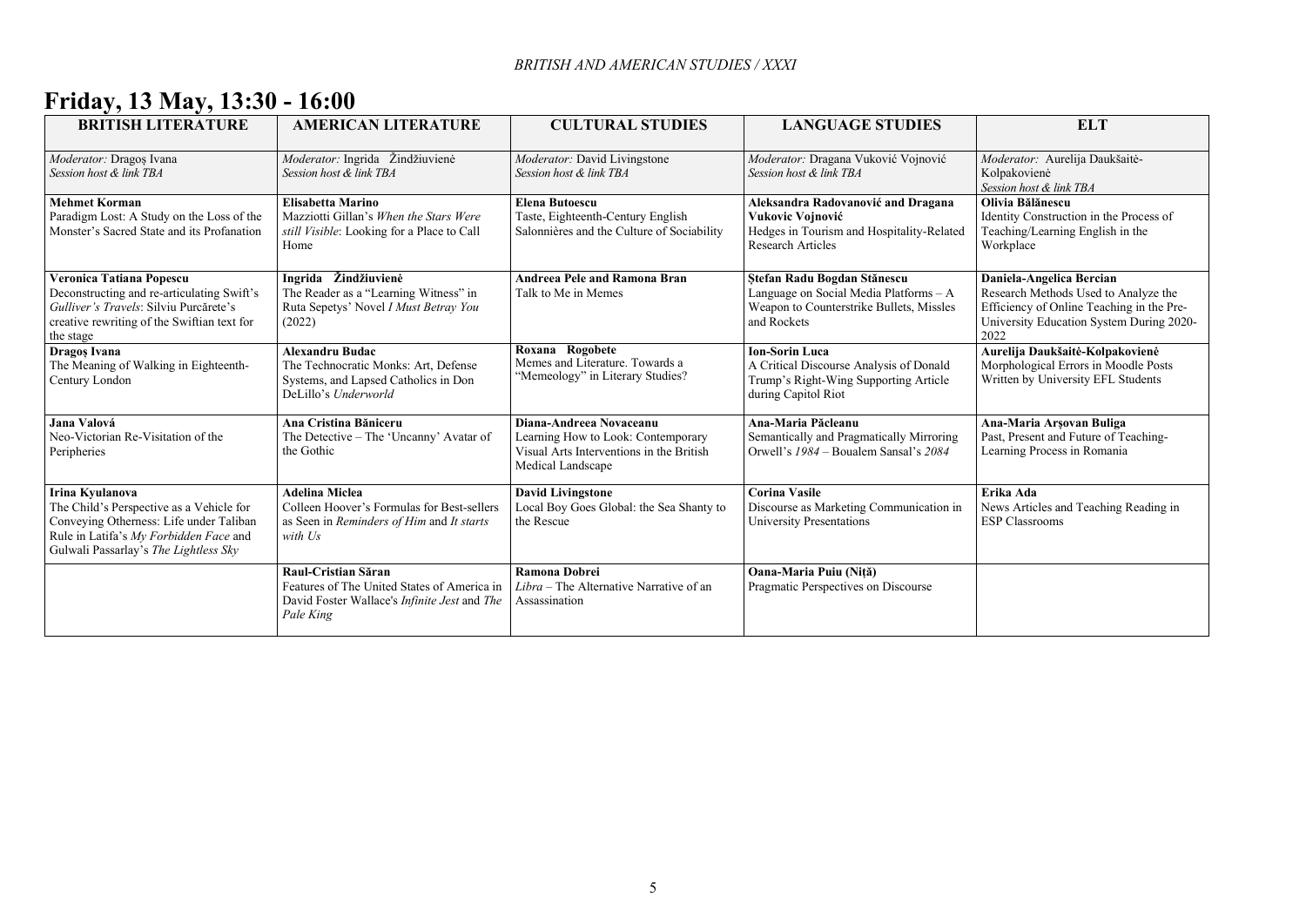# Friday, 13 May, 13:30 - 16:00

| BRITISH LITERATURE | AMERICAN LITERATURE | CULTURAL STUDIES | LANGUAGE STUDIES | ELT |
|---|---|---|---|---|
| *Moderator:* Dragoș Ivana<br>*Session host & link TBA* | *Moderator:* Ingrida Žindžiuvienė<br>*Session host & link TBA* | *Moderator:* David Livingstone<br>*Session host & link TBA* | *Moderator:* Dragana Vuković Vojnović<br>*Session host & link TBA* | *Moderator:* Aurelija Daukšaitė-Kolpakovienė<br>*Session host & link TBA* |
| **Mehmet Korman**<br>Paradigm Lost: A Study on the Loss of the Monster's Sacred State and its Profanation | **Elisabetta Marino**<br>Mazziotti Gillan's *When the Stars Were still Visible*: Looking for a Place to Call Home | **Elena Butoescu**<br>Taste, Eighteenth-Century English Salonnières and the Culture of Sociability | **Aleksandra Radovanović and Dragana Vukovic Vojnović**<br>Hedges in Tourism and Hospitality-Related Research Articles | **Olivia Bălănescu**<br>Identity Construction in the Process of Teaching/Learning English in the Workplace |
| **Veronica Tatiana Popescu**<br>Deconstructing and re-articulating Swift's *Gulliver's Travels*: Silviu Purcărete's creative rewriting of the Swiftian text for the stage | **Ingrida Žindžiuvienė**<br>The Reader as a "Learning Witness" in Ruta Sepetys' Novel *I Must Betray You* (2022) | **Andreea Pele and Ramona Bran**<br>Talk to Me in Memes | **Ștefan Radu Bogdan Stănescu**<br>Language on Social Media Platforms – A Weapon to Counterstrike Bullets, Missles and Rockets | **Daniela-Angelica Bercian**<br>Research Methods Used to Analyze the Efficiency of Online Teaching in the Pre-University Education System During 2020-2022 |
| **Dragoș Ivana**<br>The Meaning of Walking in Eighteenth-Century London | **Alexandru Budac**<br>The Technocratic Monks: Art, Defense Systems, and Lapsed Catholics in Don DeLillo's *Underworld* | **Roxana Rogobete**<br>Memes and Literature. Towards a "Memeology" in Literary Studies? | **Ion-Sorin Luca**<br>A Critical Discourse Analysis of Donald Trump's Right-Wing Supporting Article during Capitol Riot | **Aurelija Daukšaitė-Kolpakovienė**<br>Morphological Errors in Moodle Posts Written by University EFL Students |
| **Jana Valová**<br>Neo-Victorian Re-Visitation of the Peripheries | **Ana Cristina Băniceru**<br>The Detective – The 'Uncanny' Avatar of the Gothic | **Diana-Andreea Novaceanu**<br>Learning How to Look: Contemporary Visual Arts Interventions in the British Medical Landscape | **Ana-Maria Păcleanu**<br>Semantically and Pragmatically Mirroring Orwell's *1984* – Boualem Sansal's *2084* | **Ana-Maria Arșovan Buliga**<br>Past, Present and Future of Teaching-Learning Process in Romania |
| **Irina Kyulanova**<br>The Child's Perspective as a Vehicle for Conveying Otherness: Life under Taliban Rule in Latifa's *My Forbidden Face* and Gulwali Passarlay's *The Lightless Sky* | **Adelina Miclea**<br>Colleen Hoover's Formulas for Best-sellers as Seen in *Reminders of Him* and *It starts with Us* | **David Livingstone**<br>Local Boy Goes Global: the Sea Shanty to the Rescue | **Corina Vasile**<br>Discourse as Marketing Communication in University Presentations | **Erika Ada**<br>News Articles and Teaching Reading in ESP Classrooms |
| | **Raul-Cristian Săran**<br>Features of The United States of America in David Foster Wallace's *Infinite Jest* and *The Pale King* | **Ramona Dobrei**<br>*Libra* – The Alternative Narrative of an Assassination | **Oana-Maria Puiu (Niță)**<br>Pragmatic Perspectives on Discourse | |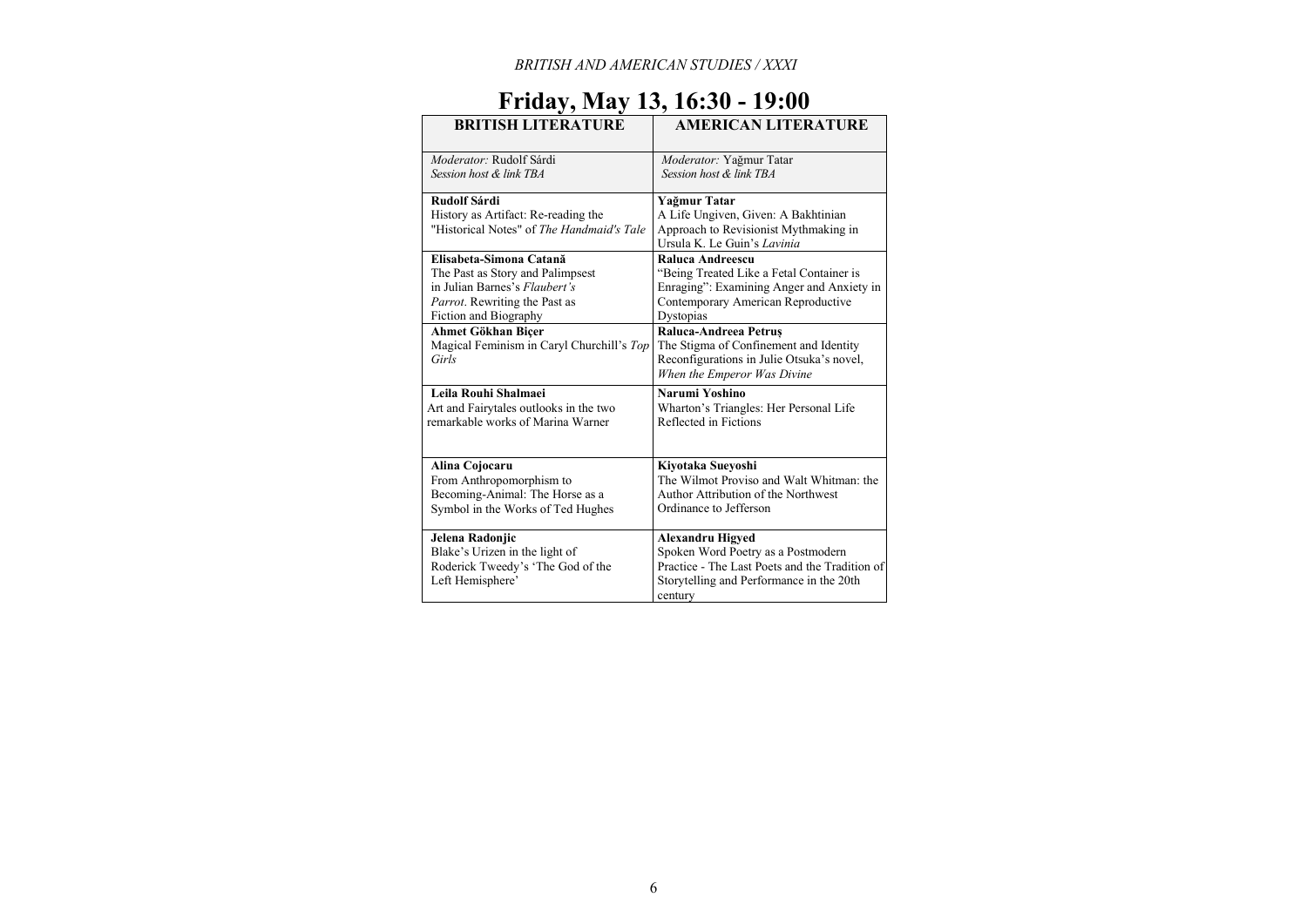# Friday, May 13, 16:30 - 19:00

| BRITISH LITERATURE | AMERICAN LITERATURE |
|---|---|
| *Moderator:* Rudolf Sárdi<br>*Session host & link TBA* | *Moderator:* Yağmur Tatar<br>*Session host & link TBA* |
| **Rudolf Sárdi**<br>History as Artifact: Re-reading the "Historical Notes" of *The Handmaid's Tale* | **Yağmur Tatar**<br>A Life Ungiven, Given: A Bakhtinian Approach to Revisionist Mythmaking in Ursula K. Le Guin's *Lavinia* |
| **Elisabeta-Simona Catană**<br>The Past as Story and Palimpsest in Julian Barnes's *Flaubert's Parrot*. Rewriting the Past as Fiction and Biography | **Raluca Andreescu**<br>"Being Treated Like a Fetal Container is Enraging": Examining Anger and Anxiety in Contemporary American Reproductive Dystopias |
| **Ahmet Gökhan Biçer**<br>Magical Feminism in Caryl Churchill's *Top Girls* | **Raluca-Andreea Petruș**<br>The Stigma of Confinement and Identity Reconfigurations in Julie Otsuka's novel, *When the Emperor Was Divine* |
| **Leila Rouhi Shalmaei**<br>Art and Fairytales outlooks in the two remarkable works of Marina Warner | **Narumi Yoshino**<br>Wharton's Triangles: Her Personal Life Reflected in Fictions |
| **Alina Cojocaru**<br>From Anthropomorphism to Becoming-Animal: The Horse as a Symbol in the Works of Ted Hughes | **Kiyotaka Sueyoshi**<br>The Wilmot Proviso and Walt Whitman: the Author Attribution of the Northwest Ordinance to Jefferson |
| **Jelena Radonjic**<br>Blake's Urizen in the light of Roderick Tweedy's 'The God of the Left Hemisphere' | **Alexandru Higyed**<br>Spoken Word Poetry as a Postmodern Practice - The Last Poets and the Tradition of Storytelling and Performance in the 20th century |